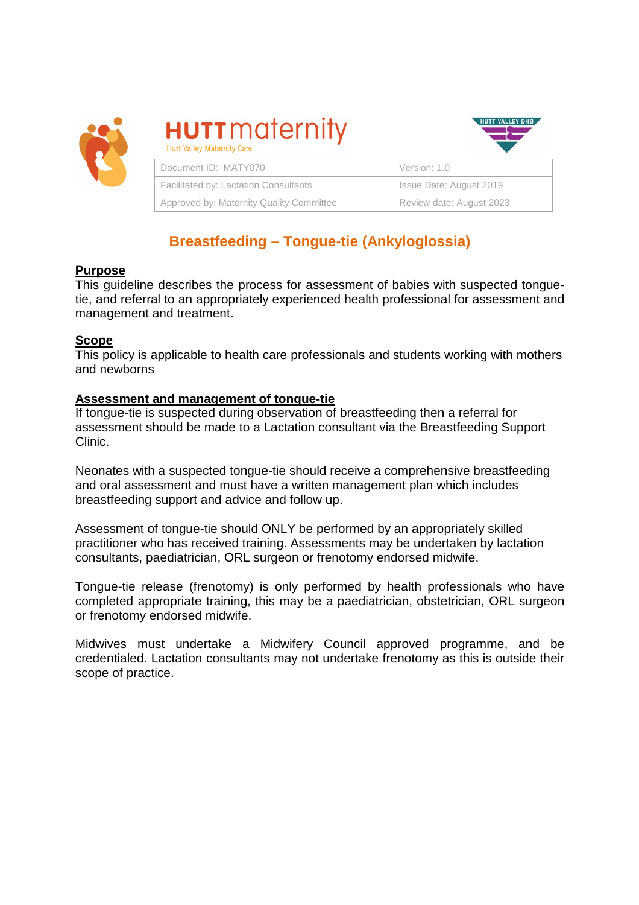HUTT maternity
Hutt Valley Maternity Care

HUTT VALLEY DHB

| Document ID: MATY070 | Version: 1.0 |
| --- | --- |
| Facilitated by: Lactation Consultants | Issue Date: August 2019 |
| Approved by: Maternity Quality Committee | Review date: August 2023 |

# Breastfeeding – Tongue-tie (Ankyloglossia)

## Purpose

This guideline describes the process for assessment of babies with suspected tongue-tie, and referral to an appropriately experienced health professional for assessment and management and treatment.

## Scope

This policy is applicable to health care professionals and students working with mothers and newborns

## Assessment and management of tongue-tie

If tongue-tie is suspected during observation of breastfeeding then a referral for assessment should be made to a Lactation consultant via the Breastfeeding Support Clinic.

Neonates with a suspected tongue-tie should receive a comprehensive breastfeeding and oral assessment and must have a written management plan which includes breastfeeding support and advice and follow up.

Assessment of tongue-tie should ONLY be performed by an appropriately skilled practitioner who has received training. Assessments may be undertaken by lactation consultants, paediatrician, ORL surgeon or frenotomy endorsed midwife.

Tongue-tie release (frenotomy) is only performed by health professionals who have completed appropriate training, this may be a paediatrician, obstetrician, ORL surgeon or frenotomy endorsed midwife.

Midwives must undertake a Midwifery Council approved programme, and be credentialed. Lactation consultants may not undertake frenotomy as this is outside their scope of practice.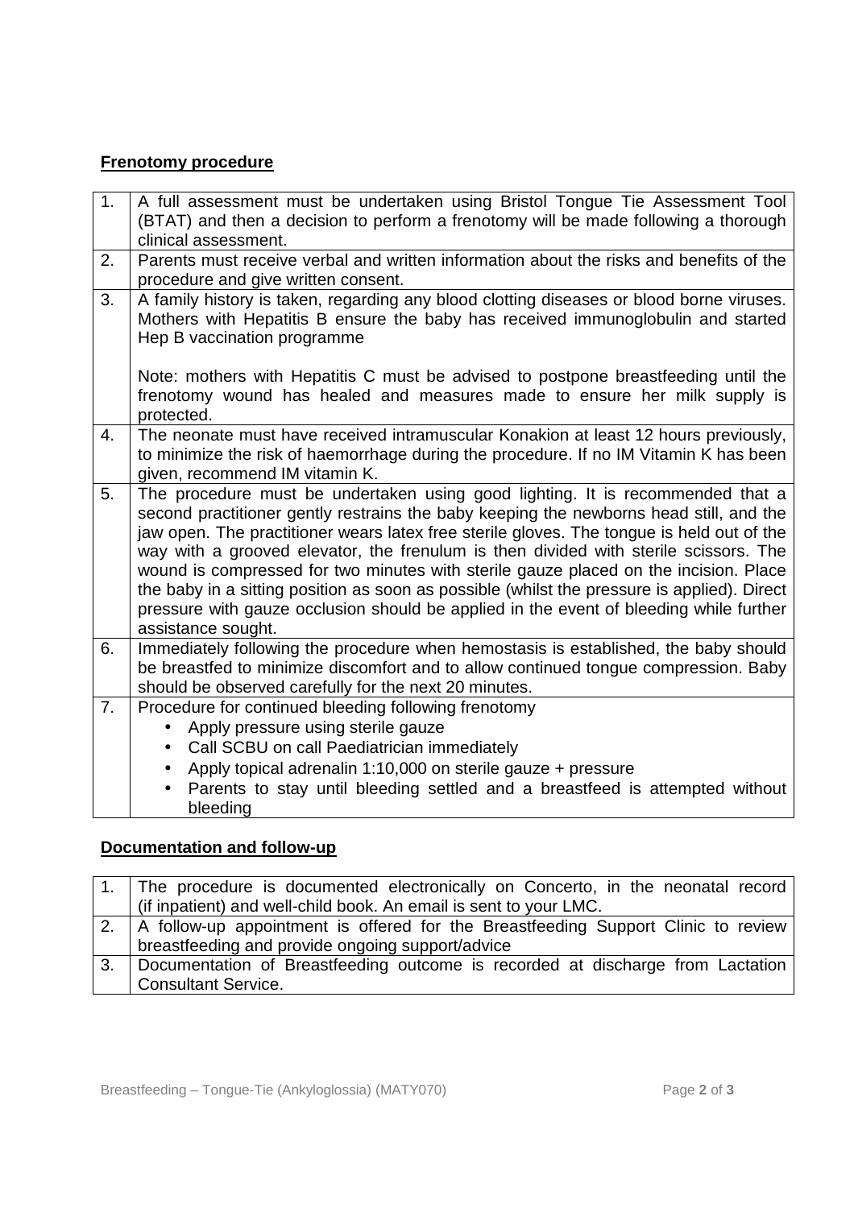**Frenotomy procedure**

| | |
|---|---|
| 1. | A full assessment must be undertaken using Bristol Tongue Tie Assessment Tool (BTAT) and then a decision to perform a frenotomy will be made following a thorough clinical assessment. |
| 2. | Parents must receive verbal and written information about the risks and benefits of the procedure and give written consent. |
| 3. | A family history is taken, regarding any blood clotting diseases or blood borne viruses. Mothers with Hepatitis B ensure the baby has received immunoglobulin and started Hep B vaccination programme<br><br>Note: mothers with Hepatitis C must be advised to postpone breastfeeding until the frenotomy wound has healed and measures made to ensure her milk supply is protected. |
| 4. | The neonate must have received intramuscular Konakion at least 12 hours previously, to minimize the risk of haemorrhage during the procedure. If no IM Vitamin K has been given, recommend IM vitamin K. |
| 5. | The procedure must be undertaken using good lighting. It is recommended that a second practitioner gently restrains the baby keeping the newborns head still, and the jaw open. The practitioner wears latex free sterile gloves. The tongue is held out of the way with a grooved elevator, the frenulum is then divided with sterile scissors. The wound is compressed for two minutes with sterile gauze placed on the incision. Place the baby in a sitting position as soon as possible (whilst the pressure is applied). Direct pressure with gauze occlusion should be applied in the event of bleeding while further assistance sought. |
| 6. | Immediately following the procedure when hemostasis is established, the baby should be breastfed to minimize discomfort and to allow continued tongue compression. Baby should be observed carefully for the next 20 minutes. |
| 7. | Procedure for continued bleeding following frenotomy<br>• Apply pressure using sterile gauze<br>• Call SCBU on call Paediatrician immediately<br>• Apply topical adrenalin 1:10,000 on sterile gauze + pressure<br>• Parents to stay until bleeding settled and a breastfeed is attempted without bleeding |

**Documentation and follow-up**

| | |
|---|---|
| 1. | The procedure is documented electronically on Concerto, in the neonatal record (if inpatient) and well-child book. An email is sent to your LMC. |
| 2. | A follow-up appointment is offered for the Breastfeeding Support Clinic to review breastfeeding and provide ongoing support/advice |
| 3. | Documentation of Breastfeeding outcome is recorded at discharge from Lactation Consultant Service. |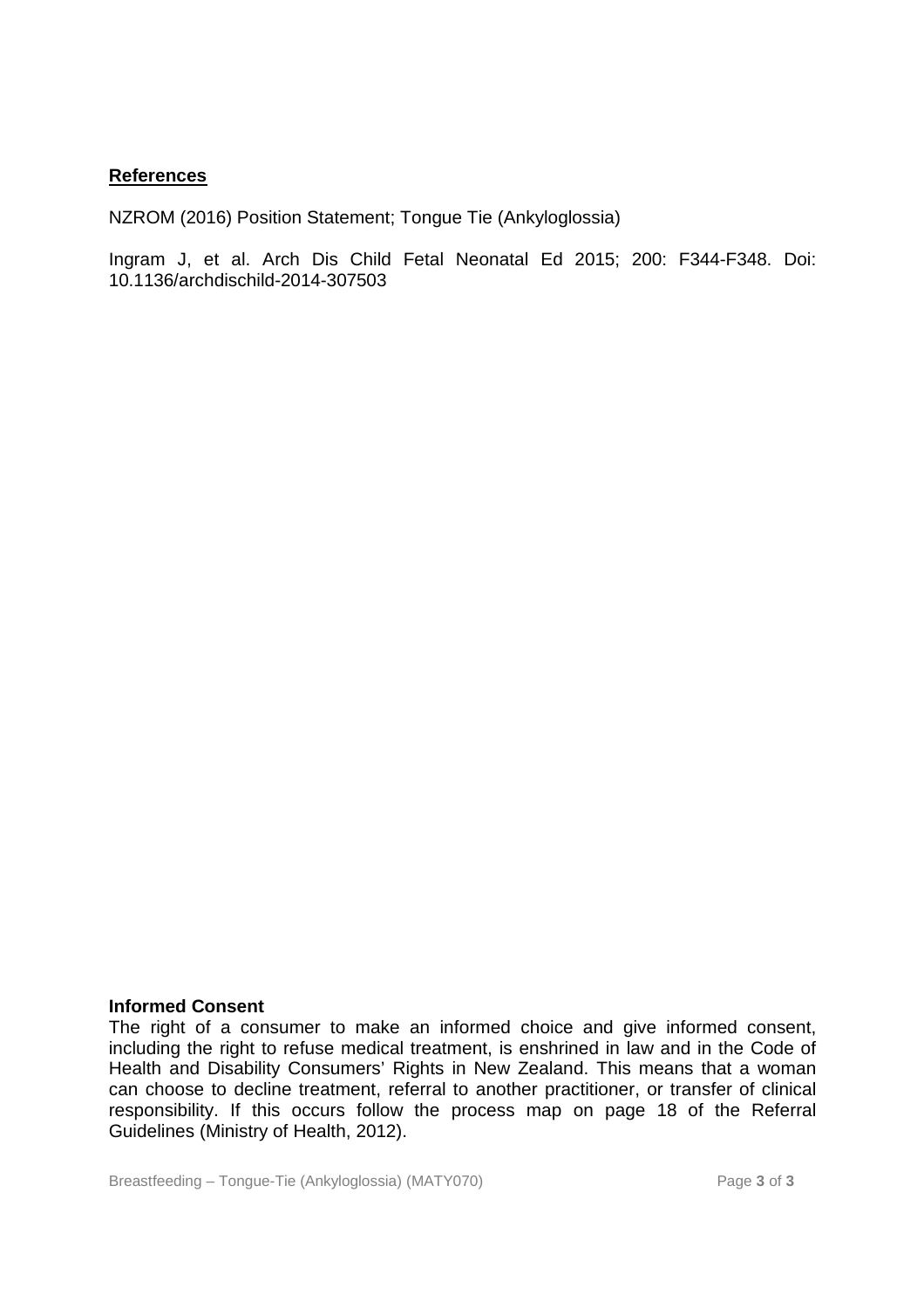## References

NZROM (2016) Position Statement; Tongue Tie (Ankyloglossia)

Ingram J, et al. Arch Dis Child Fetal Neonatal Ed 2015; 200: F344-F348. Doi: 10.1136/archdischild-2014-307503

**Informed Consent**

The right of a consumer to make an informed choice and give informed consent, including the right to refuse medical treatment, is enshrined in law and in the Code of Health and Disability Consumers' Rights in New Zealand. This means that a woman can choose to decline treatment, referral to another practitioner, or transfer of clinical responsibility. If this occurs follow the process map on page 18 of the Referral Guidelines (Ministry of Health, 2012).